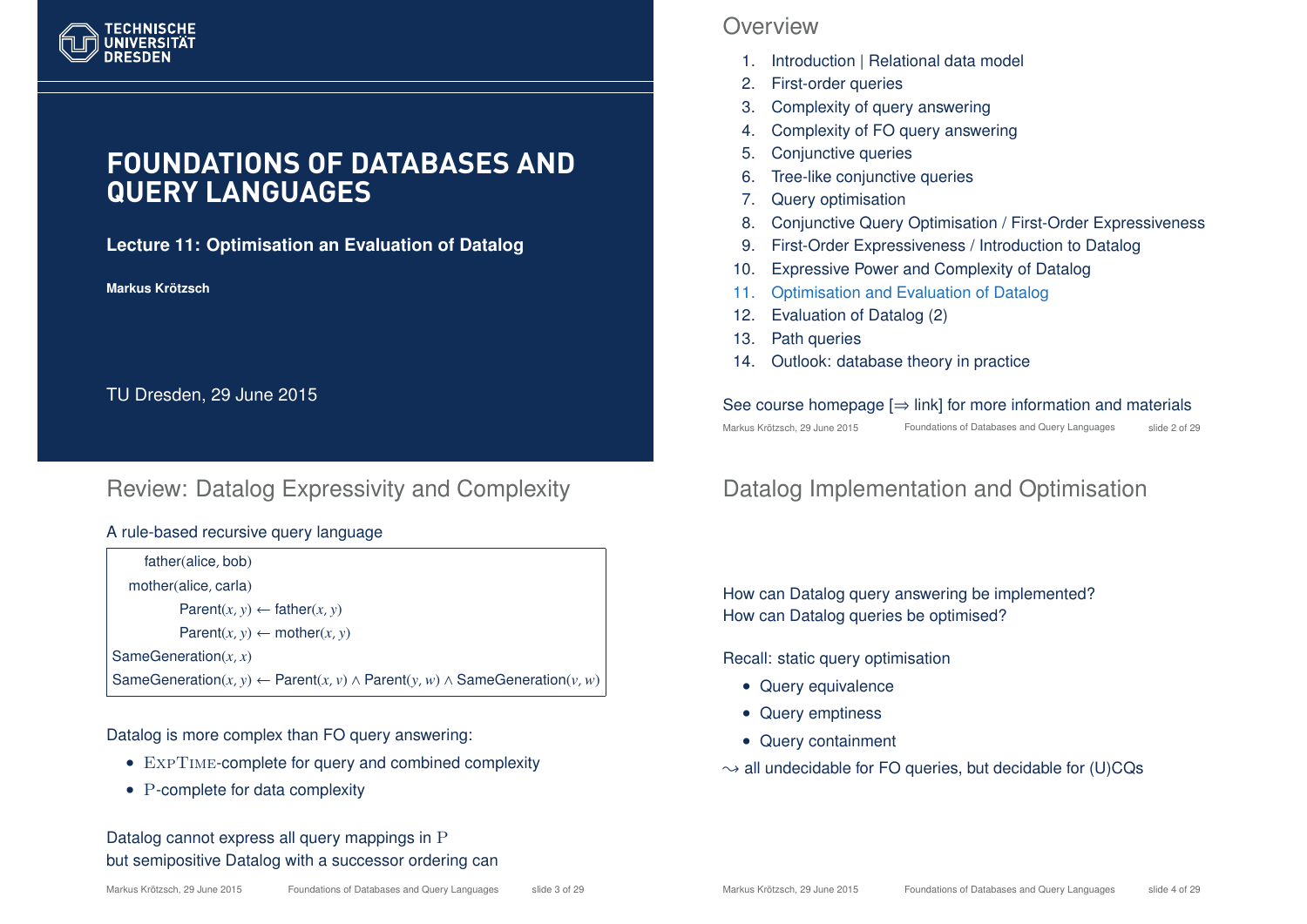TECHNISCHE UNIVERSITÄT DRESDEN

# FOUNDATIONS OF DATABASES AND QUERY LANGUAGES

**Lecture 11: Optimisation an Evaluation of Datalog**

**Markus Krötzsch**

TU Dresden, 29 June 2015

## Overview

1. Introduction | Relational data model
2. First-order queries
3. Complexity of query answering
4. Complexity of FO query answering
5. Conjunctive queries
6. Tree-like conjunctive queries
7. Query optimisation
8. Conjunctive Query Optimisation / First-Order Expressiveness
9. First-Order Expressiveness / Introduction to Datalog
10. Expressive Power and Complexity of Datalog
11. Optimisation and Evaluation of Datalog
12. Evaluation of Datalog (2)
13. Path queries
14. Outlook: database theory in practice

See course homepage [⇒ link] for more information and materials

## Review: Datalog Expressivity and Complexity

A rule-based recursive query language

$$\text{father}(\text{alice}, \text{bob})$$
$$\text{mother}(\text{alice}, \text{carla})$$
$$\text{Parent}(x, y) \leftarrow \text{father}(x, y)$$
$$\text{Parent}(x, y) \leftarrow \text{mother}(x, y)$$
$$\text{SameGeneration}(x, x)$$
$$\text{SameGeneration}(x, y) \leftarrow \text{Parent}(x, v) \wedge \text{Parent}(y, w) \wedge \text{SameGeneration}(v, w)$$

Datalog is more complex than FO query answering:

- ExpTime-complete for query and combined complexity
- P-complete for data complexity

Datalog cannot express all query mappings in P
but semipositive Datalog with a successor ordering can

## Datalog Implementation and Optimisation

How can Datalog query answering be implemented?
How can Datalog queries be optimised?

Recall: static query optimisation

- Query equivalence
- Query emptiness
- Query containment

⇝ all undecidable for FO queries, but decidable for (U)CQs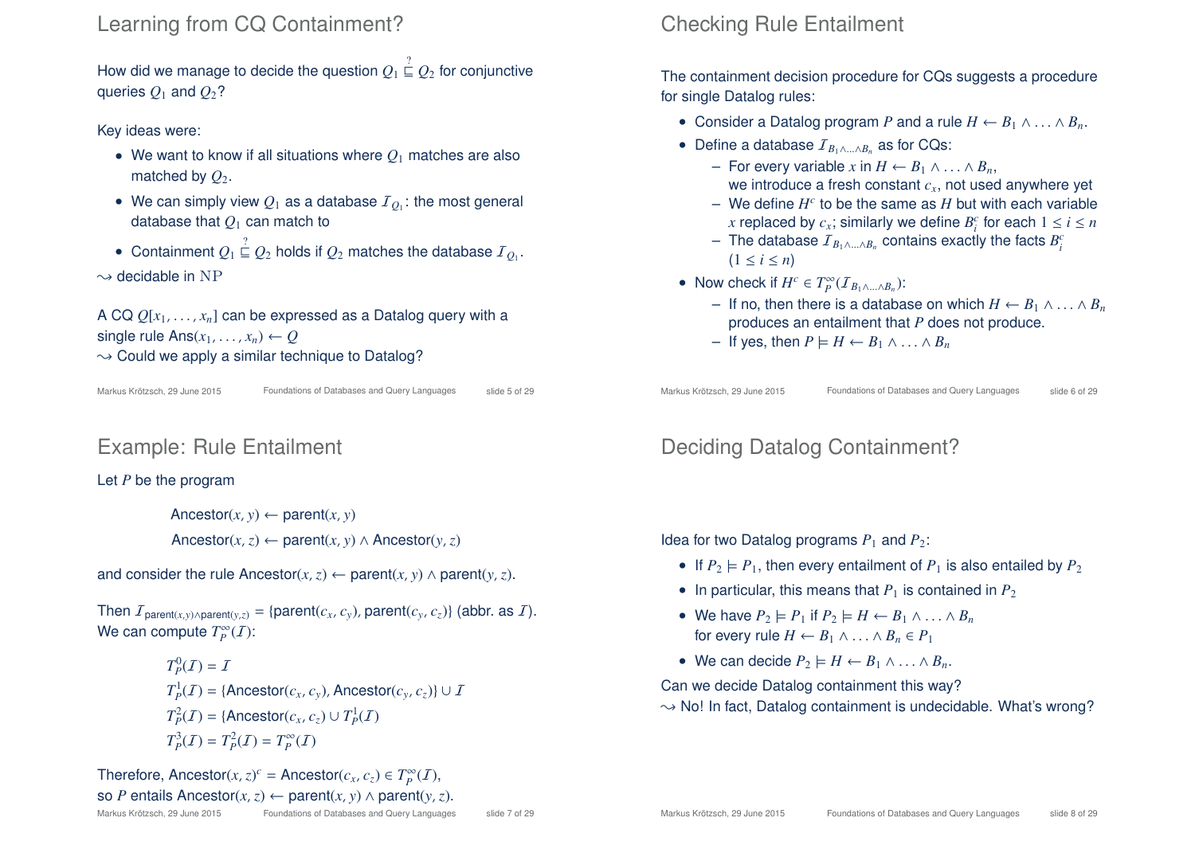## Learning from CQ Containment?

How did we manage to decide the question $Q_1 \stackrel{?}{\sqsubseteq} Q_2$ for conjunctive queries $Q_1$ and $Q_2$?

Key ideas were:

- We want to know if all situations where $Q_1$ matches are also matched by $Q_2$.
- We can simply view $Q_1$ as a database $\mathcal{I}_{Q_1}$: the most general database that $Q_1$ can match to
- Containment $Q_1 \stackrel{?}{\sqsubseteq} Q_2$ holds if $Q_2$ matches the database $\mathcal{I}_{Q_1}$.

$\leadsto$ decidable in NP

A CQ $Q[x_1, \ldots, x_n]$ can be expressed as a Datalog query with a single rule $\text{Ans}(x_1, \ldots, x_n) \leftarrow Q$

$\leadsto$ Could we apply a similar technique to Datalog?

## Checking Rule Entailment

The containment decision procedure for CQs suggests a procedure for single Datalog rules:

- Consider a Datalog program $P$ and a rule $H \leftarrow B_1 \wedge \ldots \wedge B_n$.
- Define a database $\mathcal{I}_{B_1 \wedge \ldots \wedge B_n}$ as for CQs:
  - For every variable $x$ in $H \leftarrow B_1 \wedge \ldots \wedge B_n$, we introduce a fresh constant $c_x$, not used anywhere yet
  - We define $H^c$ to be the same as $H$ but with each variable $x$ replaced by $c_x$; similarly we define $B_i^c$ for each $1 \leq i \leq n$
  - The database $\mathcal{I}_{B_1 \wedge \ldots \wedge B_n}$ contains exactly the facts $B_i^c$ $(1 \leq i \leq n)$
- Now check if $H^c \in T_P^\infty(\mathcal{I}_{B_1 \wedge \ldots \wedge B_n})$:
  - If no, then there is a database on which $H \leftarrow B_1 \wedge \ldots \wedge B_n$ produces an entailment that $P$ does not produce.
  - If yes, then $P \models H \leftarrow B_1 \wedge \ldots \wedge B_n$

## Example: Rule Entailment

Let $P$ be the program

$$\text{Ancestor}(x, y) \leftarrow \text{parent}(x, y)$$

$$\text{Ancestor}(x, z) \leftarrow \text{parent}(x, y) \wedge \text{Ancestor}(y, z)$$

and consider the rule $\text{Ancestor}(x, z) \leftarrow \text{parent}(x, y) \wedge \text{parent}(y, z)$.

Then $\mathcal{I}_{\text{parent}(x,y) \wedge \text{parent}(y,z)} = \{\text{parent}(c_x, c_y), \text{parent}(c_y, c_z)\}$ (abbr. as $\mathcal{I}$). We can compute $T_P^\infty(\mathcal{I})$:

$$T_P^0(\mathcal{I}) = \mathcal{I}$$

$$T_P^1(\mathcal{I}) = \{\text{Ancestor}(c_x, c_y), \text{Ancestor}(c_y, c_z)\} \cup \mathcal{I}$$

$$T_P^2(\mathcal{I}) = \{\text{Ancestor}(c_x, c_z) \cup T_P^1(\mathcal{I})$$

$$T_P^3(\mathcal{I}) = T_P^2(\mathcal{I}) = T_P^\infty(\mathcal{I})$$

Therefore, $\text{Ancestor}(x, z)^c = \text{Ancestor}(c_x, c_z) \in T_P^\infty(\mathcal{I})$, so $P$ entails $\text{Ancestor}(x, z) \leftarrow \text{parent}(x, y) \wedge \text{parent}(y, z)$.

## Deciding Datalog Containment?

Idea for two Datalog programs $P_1$ and $P_2$:

- If $P_2 \models P_1$, then every entailment of $P_1$ is also entailed by $P_2$
- In particular, this means that $P_1$ is contained in $P_2$
- We have $P_2 \models P_1$ if $P_2 \models H \leftarrow B_1 \wedge \ldots \wedge B_n$ for every rule $H \leftarrow B_1 \wedge \ldots \wedge B_n \in P_1$
- We can decide $P_2 \models H \leftarrow B_1 \wedge \ldots \wedge B_n$.

Can we decide Datalog containment this way?

$\leadsto$ No! In fact, Datalog containment is undecidable. What's wrong?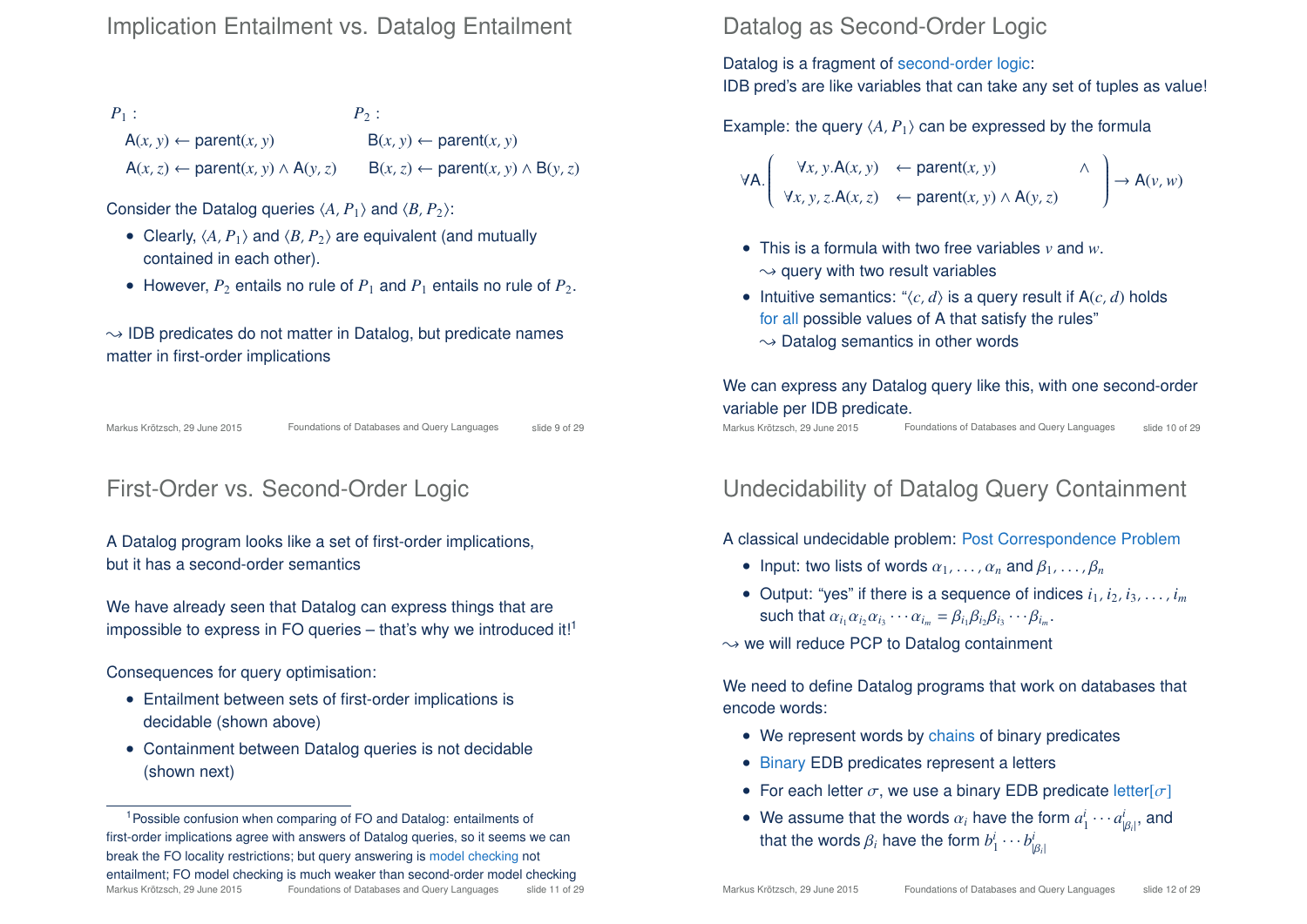## Implication Entailment vs. Datalog Entailment

$P_1$ :

$\mathsf{A}(x, y) \leftarrow \mathsf{parent}(x, y)$

$\mathsf{A}(x, z) \leftarrow \mathsf{parent}(x, y) \wedge \mathsf{A}(y, z)$

$P_2$ :

$\mathsf{B}(x, y) \leftarrow \mathsf{parent}(x, y)$

$\mathsf{B}(x, z) \leftarrow \mathsf{parent}(x, y) \wedge \mathsf{B}(y, z)$

Consider the Datalog queries $\langle A, P_1 \rangle$ and $\langle B, P_2 \rangle$:

- Clearly, $\langle A, P_1 \rangle$ and $\langle B, P_2 \rangle$ are equivalent (and mutually contained in each other).
- However, $P_2$ entails no rule of $P_1$ and $P_1$ entails no rule of $P_2$.

$\leadsto$ IDB predicates do not matter in Datalog, but predicate names matter in first-order implications

## Datalog as Second-Order Logic

Datalog is a fragment of second-order logic:
IDB pred's are like variables that can take any set of tuples as value!

Example: the query $\langle A, P_1 \rangle$ can be expressed by the formula

$$\forall \mathsf{A}. \left( \begin{array}{ll} \forall x, y.\mathsf{A}(x, y) & \leftarrow \mathsf{parent}(x, y) \quad \wedge \\ \forall x, y, z.\mathsf{A}(x, z) & \leftarrow \mathsf{parent}(x, y) \wedge \mathsf{A}(y, z) \end{array} \right) \rightarrow \mathsf{A}(v, w)$$

- This is a formula with two free variables $v$ and $w$.
  $\leadsto$ query with two result variables
- Intuitive semantics: "$\langle c, d \rangle$ is a query result if $\mathsf{A}(c, d)$ holds for all possible values of A that satisfy the rules"
  $\leadsto$ Datalog semantics in other words

We can express any Datalog query like this, with one second-order variable per IDB predicate.

## First-Order vs. Second-Order Logic

A Datalog program looks like a set of first-order implications, but it has a second-order semantics

We have already seen that Datalog can express things that are impossible to express in FO queries – that's why we introduced it![1]

Consequences for query optimisation:

- Entailment between sets of first-order implications is decidable (shown above)
- Containment between Datalog queries is not decidable (shown next)

[1] Possible confusion when comparing of FO and Datalog: entailments of first-order implications agree with answers of Datalog queries, so it seems we can break the FO locality restrictions; but query answering is model checking not entailment; FO model checking is much weaker than second-order model checking

## Undecidability of Datalog Query Containment

A classical undecidable problem: Post Correspondence Problem

- Input: two lists of words $\alpha_1, \ldots, \alpha_n$ and $\beta_1, \ldots, \beta_n$
- Output: "yes" if there is a sequence of indices $i_1, i_2, i_3, \ldots, i_m$ such that $\alpha_{i_1}\alpha_{i_2}\alpha_{i_3} \cdots \alpha_{i_m} = \beta_{i_1}\beta_{i_2}\beta_{i_3} \cdots \beta_{i_m}$.

$\leadsto$ we will reduce PCP to Datalog containment

We need to define Datalog programs that work on databases that encode words:

- We represent words by chains of binary predicates
- Binary EDB predicates represent a letters
- For each letter $\sigma$, we use a binary EDB predicate letter[$\sigma$]
- We assume that the words $\alpha_i$ have the form $a_1^i \cdots a_{|\alpha_i|}^i$, and that the words $\beta_i$ have the form $b_1^i \cdots b_{|\beta_i|}^i$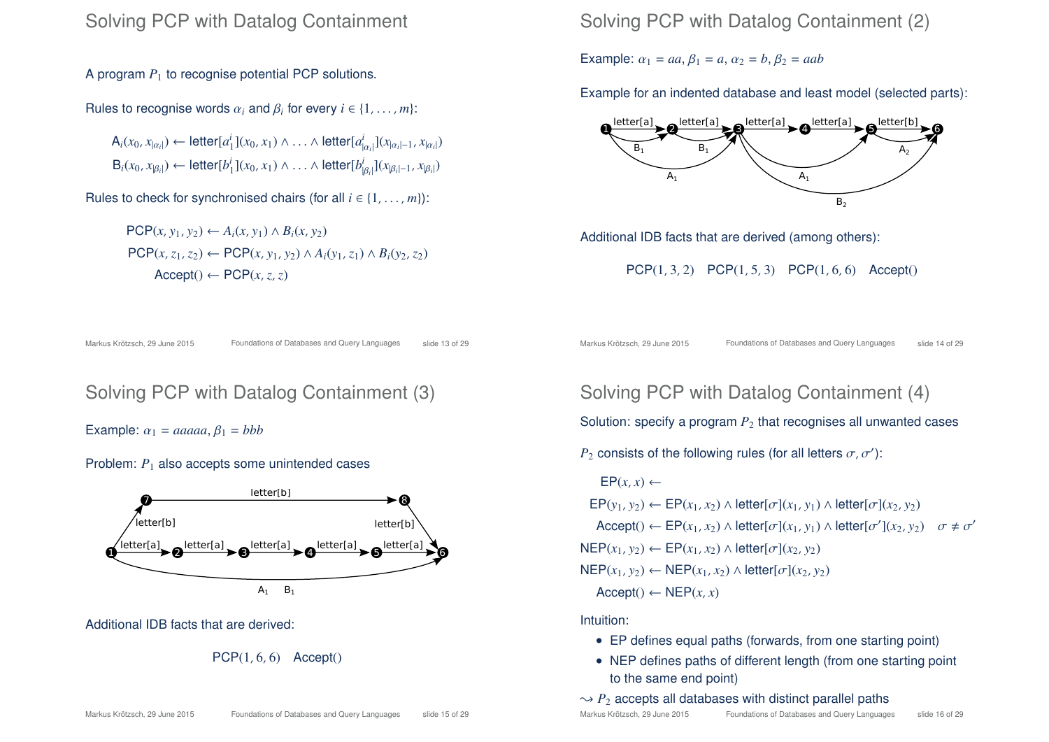## Solving PCP with Datalog Containment

A program $P_1$ to recognise potential PCP solutions.

Rules to recognise words $\alpha_i$ and $\beta_i$ for every $i \in \{1, \ldots, m\}$:

$$\mathsf{A}_i(x_0, x_{|\alpha_i|}) \leftarrow \mathsf{letter}[a^i_1](x_0, x_1) \wedge \ldots \wedge \mathsf{letter}[a^i_{|\alpha_i|}](x_{|\alpha_i|-1}, x_{|\alpha_i|})$$
$$\mathsf{B}_i(x_0, x_{|\beta_i|}) \leftarrow \mathsf{letter}[b^i_1](x_0, x_1) \wedge \ldots \wedge \mathsf{letter}[b^i_{|\beta_i|}](x_{|\beta_i|-1}, x_{|\beta_i|})$$

Rules to check for synchronised chairs (for all $i \in \{1, \ldots, m\}$):

$$\mathsf{PCP}(x, y_1, y_2) \leftarrow A_i(x, y_1) \wedge B_i(x, y_2)$$
$$\mathsf{PCP}(x, z_1, z_2) \leftarrow \mathsf{PCP}(x, y_1, y_2) \wedge A_i(y_1, z_1) \wedge B_i(y_2, z_2)$$
$$\mathsf{Accept}() \leftarrow \mathsf{PCP}(x, z, z)$$

## Solving PCP with Datalog Containment (2)

Example: $\alpha_1 = aa, \beta_1 = a, \alpha_2 = b, \beta_2 = aab$

Example for an indented database and least model (selected parts):

1 letter[a] 2 letter[a] 3 letter[a] 4 letter[a] 5 letter[b] 6

$B_1$ $B_1$ $A_1$ $A_1$ $A_2$ $B_2$

Additional IDB facts that are derived (among others):

$\mathsf{PCP}(1, 3, 2)$ $\mathsf{PCP}(1, 5, 3)$ $\mathsf{PCP}(1, 6, 6)$ $\mathsf{Accept}()$

## Solving PCP with Datalog Containment (3)

Example: $\alpha_1 = aaaaa, \beta_1 = bbb$

Problem: $P_1$ also accepts some unintended cases

7 letter[b] 8

letter[b] letter[b]

1 letter[a] 2 letter[a] 3 letter[a] 4 letter[a] 5 letter[a] 6

$A_1$ $B_1$

Additional IDB facts that are derived:

$\mathsf{PCP}(1, 6, 6)$ $\mathsf{Accept}()$

## Solving PCP with Datalog Containment (4)

Solution: specify a program $P_2$ that recognises all unwanted cases

$P_2$ consists of the following rules (for all letters $\sigma, \sigma'$):

$$\mathsf{EP}(x, x) \leftarrow$$
$$\mathsf{EP}(y_1, y_2) \leftarrow \mathsf{EP}(x_1, x_2) \wedge \mathsf{letter}[\sigma](x_1, y_1) \wedge \mathsf{letter}[\sigma](x_2, y_2)$$
$$\mathsf{Accept}() \leftarrow \mathsf{EP}(x_1, x_2) \wedge \mathsf{letter}[\sigma](x_1, y_1) \wedge \mathsf{letter}[\sigma'](x_2, y_2) \quad \sigma \neq \sigma'$$
$$\mathsf{NEP}(x_1, y_2) \leftarrow \mathsf{EP}(x_1, x_2) \wedge \mathsf{letter}[\sigma](x_2, y_2)$$
$$\mathsf{NEP}(x_1, y_2) \leftarrow \mathsf{NEP}(x_1, x_2) \wedge \mathsf{letter}[\sigma](x_2, y_2)$$
$$\mathsf{Accept}() \leftarrow \mathsf{NEP}(x, x)$$

Intuition:

- EP defines equal paths (forwards, from one starting point)
- NEP defines paths of different length (from one starting point to the same end point)

$\leadsto$ $P_2$ accepts all databases with distinct parallel paths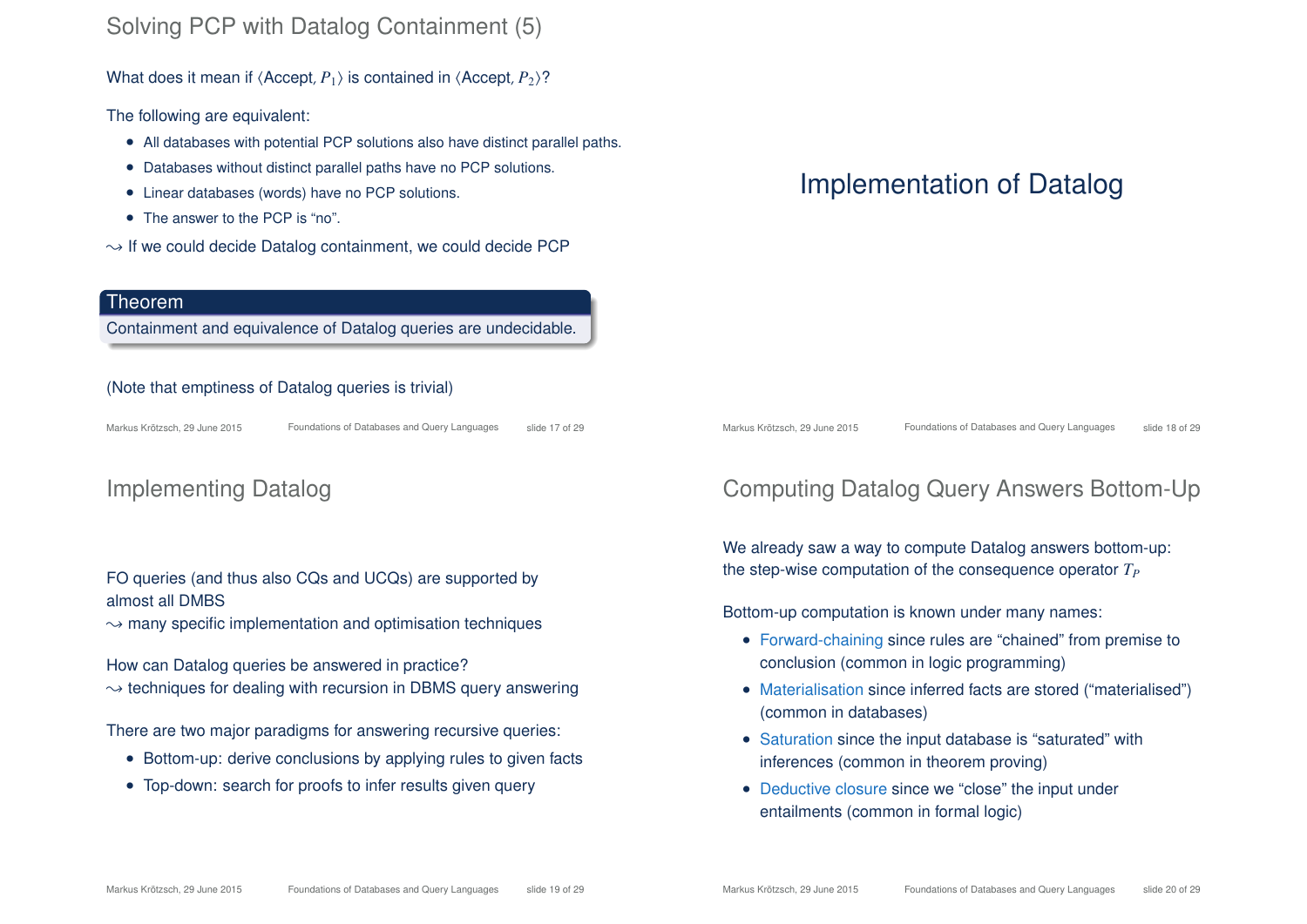## Solving PCP with Datalog Containment (5)

What does it mean if $\langle \text{Accept}, P_1 \rangle$ is contained in $\langle \text{Accept}, P_2 \rangle$?

The following are equivalent:

- All databases with potential PCP solutions also have distinct parallel paths.
- Databases without distinct parallel paths have no PCP solutions.
- Linear databases (words) have no PCP solutions.
- The answer to the PCP is "no".

$\rightsquigarrow$ If we could decide Datalog containment, we could decide PCP

**Theorem**

Containment and equivalence of Datalog queries are undecidable.

(Note that emptiness of Datalog queries is trivial)

# Implementation of Datalog

## Implementing Datalog

FO queries (and thus also CQs and UCQs) are supported by almost all DMBS
$\rightsquigarrow$ many specific implementation and optimisation techniques

How can Datalog queries be answered in practice?
$\rightsquigarrow$ techniques for dealing with recursion in DBMS query answering

There are two major paradigms for answering recursive queries:

- Bottom-up: derive conclusions by applying rules to given facts
- Top-down: search for proofs to infer results given query

## Computing Datalog Query Answers Bottom-Up

We already saw a way to compute Datalog answers bottom-up: the step-wise computation of the consequence operator $T_P$

Bottom-up computation is known under many names:

- Forward-chaining since rules are "chained" from premise to conclusion (common in logic programming)
- Materialisation since inferred facts are stored ("materialised") (common in databases)
- Saturation since the input database is "saturated" with inferences (common in theorem proving)
- Deductive closure since we "close" the input under entailments (common in formal logic)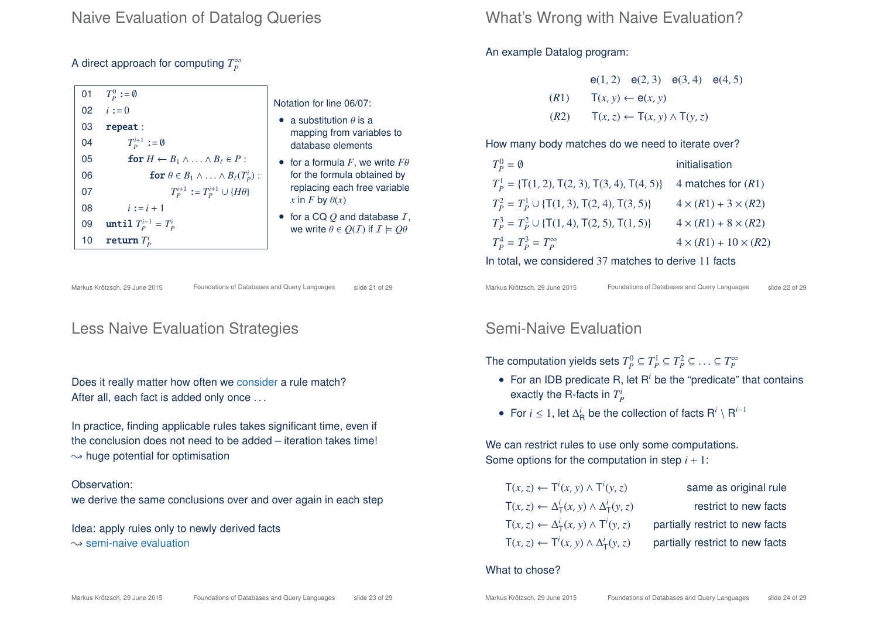## Naive Evaluation of Datalog Queries

A direct approach for computing $T_P^\infty$

```
01  T_P^0 := ∅
02  i := 0
03  repeat :
04      T_P^{i+1} := ∅
05      for H ← B_1 ∧ ... ∧ B_ℓ ∈ P :
06          for θ ∈ B_1 ∧ ... ∧ B_ℓ(T_P^i) :
07              T_P^{i+1} := T_P^{i+1} ∪ {Hθ}
08      i := i + 1
09  until T_P^{i-1} = T_P^i
10  return T_P^i
```

Notation for line 06/07:

- a substitution $\theta$ is a mapping from variables to database elements
- for a formula $F$, we write $F\theta$ for the formula obtained by replacing each free variable $x$ in $F$ by $\theta(x)$
- for a CQ $Q$ and database $\mathcal{I}$, we write $\theta \in Q(\mathcal{I})$ if $\mathcal{I} \models Q\theta$

## What's Wrong with Naive Evaluation?

An example Datalog program:

$$\mathsf{e}(1,2) \quad \mathsf{e}(2,3) \quad \mathsf{e}(3,4) \quad \mathsf{e}(4,5)$$

$$(R1) \qquad \mathsf{T}(x,y) \leftarrow \mathsf{e}(x,y)$$

$$(R2) \qquad \mathsf{T}(x,z) \leftarrow \mathsf{T}(x,y) \wedge \mathsf{T}(y,z)$$

How many body matches do we need to iterate over?

| | |
|---|---|
| $T_P^0 = \emptyset$ | initialisation |
| $T_P^1 = \{\mathsf{T}(1,2), \mathsf{T}(2,3), \mathsf{T}(3,4), \mathsf{T}(4,5)\}$ | 4 matches for $(R1)$ |
| $T_P^2 = T_P^1 \cup \{\mathsf{T}(1,3), \mathsf{T}(2,4), \mathsf{T}(3,5)\}$ | $4 \times (R1) + 3 \times (R2)$ |
| $T_P^3 = T_P^2 \cup \{\mathsf{T}(1,4), \mathsf{T}(2,5), \mathsf{T}(1,5)\}$ | $4 \times (R1) + 8 \times (R2)$ |
| $T_P^4 = T_P^3 = T_P^\infty$ | $4 \times (R1) + 10 \times (R2)$ |

In total, we considered 37 matches to derive 11 facts

## Less Naive Evaluation Strategies

Does it really matter how often we consider a rule match?
After all, each fact is added only once ...

In practice, finding applicable rules takes significant time, even if the conclusion does not need to be added – iteration takes time!
$\leadsto$ huge potential for optimisation

Observation:
we derive the same conclusions over and over again in each step

Idea: apply rules only to newly derived facts
$\leadsto$ semi-naive evaluation

## Semi-Naive Evaluation

The computation yields sets $T_P^0 \subseteq T_P^1 \subseteq T_P^2 \subseteq \ldots \subseteq T_P^\infty$

- For an IDB predicate R, let $\mathsf{R}^i$ be the "predicate" that contains exactly the R-facts in $T_P^i$
- For $i \leq 1$, let $\Delta_\mathsf{R}^i$ be the collection of facts $\mathsf{R}^i \setminus \mathsf{R}^{i-1}$

We can restrict rules to use only some computations.
Some options for the computation in step $i+1$:

| | |
|---|---|
| $\mathsf{T}(x,z) \leftarrow \mathsf{T}^i(x,y) \wedge \mathsf{T}^i(y,z)$ | same as original rule |
| $\mathsf{T}(x,z) \leftarrow \Delta_\mathsf{T}^i(x,y) \wedge \Delta_\mathsf{T}^i(y,z)$ | restrict to new facts |
| $\mathsf{T}(x,z) \leftarrow \Delta_\mathsf{T}^i(x,y) \wedge \mathsf{T}^i(y,z)$ | partially restrict to new facts |
| $\mathsf{T}(x,z) \leftarrow \mathsf{T}^i(x,y) \wedge \Delta_\mathsf{T}^i(y,z)$ | partially restrict to new facts |

What to chose?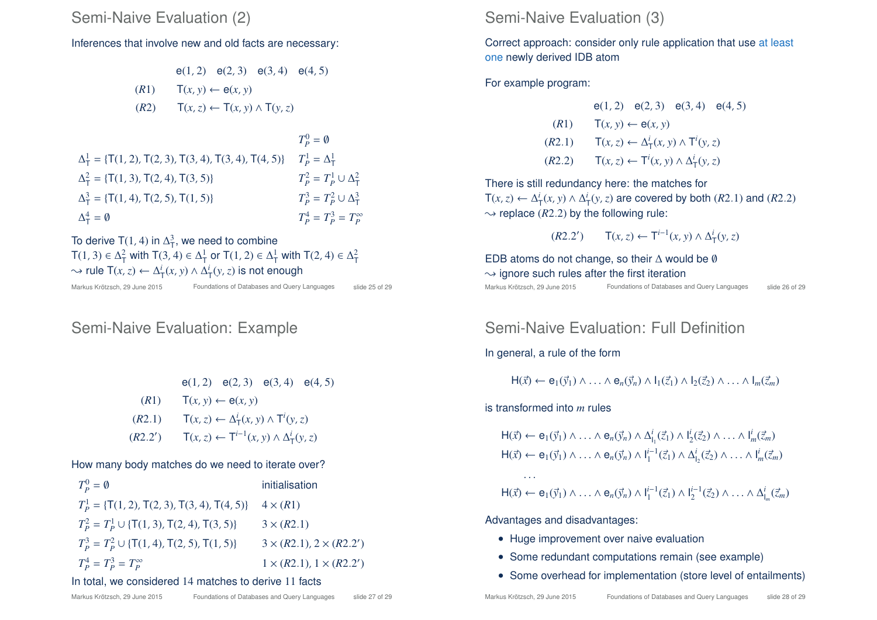## Semi-Naive Evaluation (2)

Inferences that involve new and old facts are necessary:

$$\mathsf{e}(1,2) \quad \mathsf{e}(2,3) \quad \mathsf{e}(3,4) \quad \mathsf{e}(4,5)$$

$$(R1) \qquad \mathsf{T}(x,y) \leftarrow \mathsf{e}(x,y)$$

$$(R2) \qquad \mathsf{T}(x,z) \leftarrow \mathsf{T}(x,y) \wedge \mathsf{T}(y,z)$$

$$T_P^0 = \emptyset$$

$$\Delta_\mathsf{T}^1 = \{\mathsf{T}(1,2), \mathsf{T}(2,3), \mathsf{T}(3,4), \mathsf{T}(3,4), \mathsf{T}(4,5)\} \qquad T_P^1 = \Delta_\mathsf{T}^1$$

$$\Delta_\mathsf{T}^2 = \{\mathsf{T}(1,3), \mathsf{T}(2,4), \mathsf{T}(3,5)\} \qquad T_P^2 = T_P^1 \cup \Delta_\mathsf{T}^2$$

$$\Delta_\mathsf{T}^3 = \{\mathsf{T}(1,4), \mathsf{T}(2,5), \mathsf{T}(1,5)\} \qquad T_P^3 = T_P^2 \cup \Delta_\mathsf{T}^3$$

$$\Delta_\mathsf{T}^4 = \emptyset \qquad T_P^4 = T_P^3 = T_P^\infty$$

To derive $\mathsf{T}(1,4)$ in $\Delta_\mathsf{T}^3$, we need to combine $\mathsf{T}(1,3) \in \Delta_\mathsf{T}^2$ with $\mathsf{T}(3,4) \in \Delta_\mathsf{T}^1$ or $\mathsf{T}(1,2) \in \Delta_\mathsf{T}^1$ with $\mathsf{T}(2,4) \in \Delta_\mathsf{T}^2$
$\rightsquigarrow$ rule $\mathsf{T}(x,z) \leftarrow \Delta_\mathsf{T}^i(x,y) \wedge \Delta_\mathsf{T}^i(y,z)$ is not enough

## Semi-Naive Evaluation (3)

Correct approach: consider only rule application that use at least one newly derived IDB atom

For example program:

$$\mathsf{e}(1,2) \quad \mathsf{e}(2,3) \quad \mathsf{e}(3,4) \quad \mathsf{e}(4,5)$$

$$(R1) \qquad \mathsf{T}(x,y) \leftarrow \mathsf{e}(x,y)$$

$$(R2.1) \qquad \mathsf{T}(x,z) \leftarrow \Delta_\mathsf{T}^i(x,y) \wedge \mathsf{T}^i(y,z)$$

$$(R2.2) \qquad \mathsf{T}(x,z) \leftarrow \mathsf{T}^i(x,y) \wedge \Delta_\mathsf{T}^i(y,z)$$

There is still redundancy here: the matches for $\mathsf{T}(x,z) \leftarrow \Delta_\mathsf{T}^i(x,y) \wedge \Delta_\mathsf{T}^i(y,z)$ are covered by both $(R2.1)$ and $(R2.2)$
$\rightsquigarrow$ replace $(R2.2)$ by the following rule:

$$(R2.2') \qquad \mathsf{T}(x,z) \leftarrow \mathsf{T}^{i-1}(x,y) \wedge \Delta_\mathsf{T}^i(y,z)$$

EDB atoms do not change, so their $\Delta$ would be $\emptyset$
$\rightsquigarrow$ ignore such rules after the first iteration

## Semi-Naive Evaluation: Example

$$\mathsf{e}(1,2) \quad \mathsf{e}(2,3) \quad \mathsf{e}(3,4) \quad \mathsf{e}(4,5)$$

$$(R1) \qquad \mathsf{T}(x,y) \leftarrow \mathsf{e}(x,y)$$

$$(R2.1) \qquad \mathsf{T}(x,z) \leftarrow \Delta_\mathsf{T}^i(x,y) \wedge \mathsf{T}^i(y,z)$$

$$(R2.2') \qquad \mathsf{T}(x,z) \leftarrow \mathsf{T}^{i-1}(x,y) \wedge \Delta_\mathsf{T}^i(y,z)$$

How many body matches do we need to iterate over?

| | |
|---|---|
| $T_P^0 = \emptyset$ | initialisation |
| $T_P^1 = \{\mathsf{T}(1,2), \mathsf{T}(2,3), \mathsf{T}(3,4), \mathsf{T}(4,5)\}$ | $4 \times (R1)$ |
| $T_P^2 = T_P^1 \cup \{\mathsf{T}(1,3), \mathsf{T}(2,4), \mathsf{T}(3,5)\}$ | $3 \times (R2.1)$ |
| $T_P^3 = T_P^2 \cup \{\mathsf{T}(1,4), \mathsf{T}(2,5), \mathsf{T}(1,5)\}$ | $3 \times (R2.1)$, $2 \times (R2.2')$ |
| $T_P^4 = T_P^3 = T_P^\infty$ | $1 \times (R2.1)$, $1 \times (R2.2')$ |

In total, we considered 14 matches to derive 11 facts

## Semi-Naive Evaluation: Full Definition

In general, a rule of the form

$$\mathsf{H}(\vec{x}) \leftarrow \mathsf{e}_1(\vec{y}_1) \wedge \ldots \wedge \mathsf{e}_n(\vec{y}_n) \wedge \mathsf{I}_1(\vec{z}_1) \wedge \mathsf{I}_2(\vec{z}_2) \wedge \ldots \wedge \mathsf{I}_m(\vec{z}_m)$$

is transformed into $m$ rules

$$\mathsf{H}(\vec{x}) \leftarrow \mathsf{e}_1(\vec{y}_1) \wedge \ldots \wedge \mathsf{e}_n(\vec{y}_n) \wedge \Delta_{\mathsf{I}_1}^i(\vec{z}_1) \wedge \mathsf{I}_2^i(\vec{z}_2) \wedge \ldots \wedge \mathsf{I}_m^i(\vec{z}_m)$$

$$\mathsf{H}(\vec{x}) \leftarrow \mathsf{e}_1(\vec{y}_1) \wedge \ldots \wedge \mathsf{e}_n(\vec{y}_n) \wedge \mathsf{I}_1^{i-1}(\vec{z}_1) \wedge \Delta_{\mathsf{I}_2}^i(\vec{z}_2) \wedge \ldots \wedge \mathsf{I}_m^i(\vec{z}_m)$$

$$\ldots$$

$$\mathsf{H}(\vec{x}) \leftarrow \mathsf{e}_1(\vec{y}_1) \wedge \ldots \wedge \mathsf{e}_n(\vec{y}_n) \wedge \mathsf{I}_1^{i-1}(\vec{z}_1) \wedge \mathsf{I}_2^{i-1}(\vec{z}_2) \wedge \ldots \wedge \Delta_{\mathsf{I}_m}^i(\vec{z}_m)$$

Advantages and disadvantages:

- Huge improvement over naive evaluation
- Some redundant computations remain (see example)
- Some overhead for implementation (store level of entailments)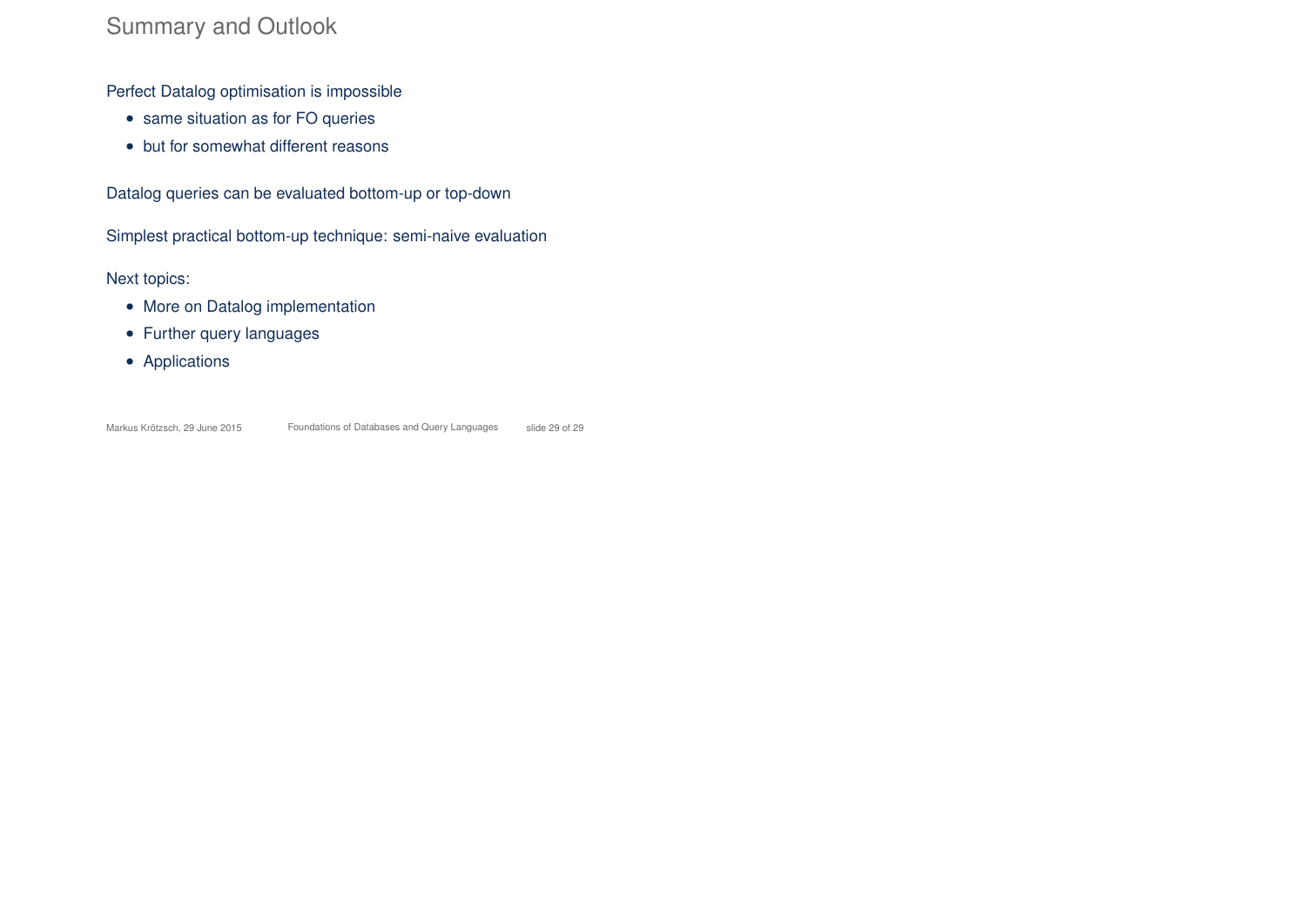# Summary and Outlook

Perfect Datalog optimisation is impossible

- same situation as for FO queries
- but for somewhat different reasons

Datalog queries can be evaluated bottom-up or top-down

Simplest practical bottom-up technique: semi-naive evaluation

Next topics:

- More on Datalog implementation
- Further query languages
- Applications